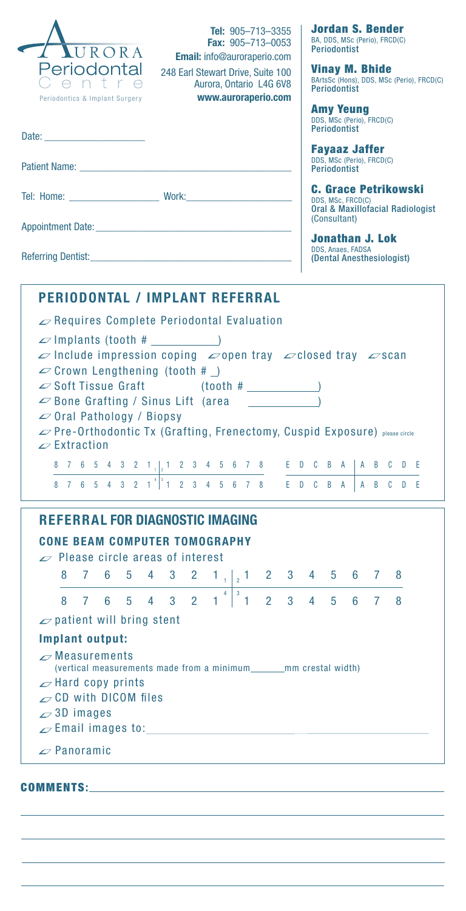AURORA Periodontal Centre
Periodontics & Implant Surgery

**Tel:** 905–713–3355
**Fax:** 905–713–0053
**Email:** info@auroraperio.com
248 Earl Stewart Drive, Suite 100
Aurora, Ontario L4G 6V8
**www.auroraperio.com**

**Jordan S. Bender**
BA, DDS, MSc (Perio), FRCD(C)
Periodontist

**Vinay M. Bhide**
BArtsSc (Hons), DDS, MSc (Perio), FRCD(C)
Periodontist

**Amy Yeung**
DDS, MSc (Perio), FRCD(C)
Periodontist

**Fayaaz Jaffer**
DDS, MSc (Perio), FRCD(C)
Periodontist

**C. Grace Petrikowski**
DDS, MSc, FRCD(C)
Oral & Maxillofacial Radiologist
(Consultant)

**Jonathan J. Lok**
DDS, Anaes, FADSA
(Dental Anesthesiologist)

Date: ____________________

Patient Name: ____________________

Tel: Home: ____________ Work: ____________

Appointment Date: ____________________

Referring Dentist: ____________________

## PERIODONTAL / IMPLANT REFERRAL

- ☐ Requires Complete Periodontal Evaluation
- ☐ Implants (tooth # __________)
- ☐ Include impression coping ☐ open tray ☐ closed tray ☐ scan
- ☐ Crown Lengthening (tooth # _)
- ☐ Soft Tissue Graft (tooth # __________)
- ☐ Bone Grafting / Sinus Lift (area __________)
- ☐ Oral Pathology / Biopsy
- ☐ Pre-Orthodontic Tx (Grafting, Frenectomy, Cuspid Exposure) please circle
- ☐ Extraction

8 7 6 5 4 3 2 1 | 1 2 3 4 5 6 7 8 E D C B A | A B C D E
8 7 6 5 4 3 2 1 | 1 2 3 4 5 6 7 8 E D C B A | A B C D E

## REFERRAL FOR DIAGNOSTIC IMAGING

### CONE BEAM COMPUTER TOMOGRAPHY

☐ Please circle areas of interest

8 7 6 5 4 3 2 1 | 1 2 3 4 5 6 7 8
8 7 6 5 4 3 2 1 | 1 2 3 4 5 6 7 8

☐ patient will bring stent

### Implant output:

- ☐ Measurements
  (vertical measurements made from a minimum______mm crestal width)
- ☐ Hard copy prints
- ☐ CD with DICOM files
- ☐ 3D images
- ☐ Email images to: ____________________
- ☐ Panoramic

**COMMENTS:** ____________________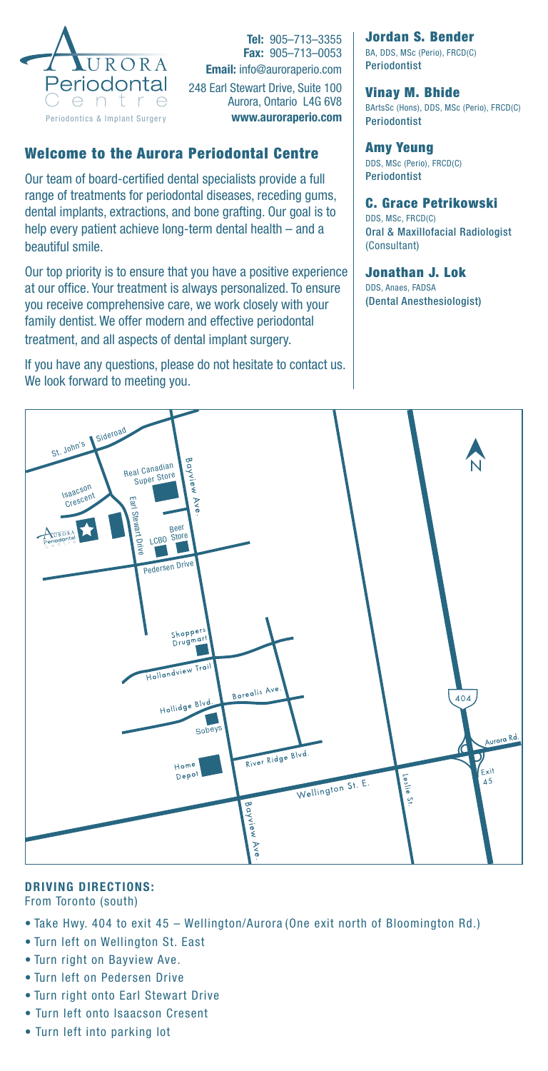Aurora Periodontal Centre
Periodontics & Implant Surgery

**Tel:** 905–713–3355
**Fax:** 905–713–0053
**Email:** info@auroraperio.com
248 Earl Stewart Drive, Suite 100
Aurora, Ontario L4G 6V8
**www.auroraperio.com**

## Welcome to the Aurora Periodontal Centre

Our team of board-certified dental specialists provide a full range of treatments for periodontal diseases, receding gums, dental implants, extractions, and bone grafting. Our goal is to help every patient achieve long-term dental health – and a beautiful smile.

Our top priority is to ensure that you have a positive experience at our office. Your treatment is always personalized. To ensure you receive comprehensive care, we work closely with your family dentist. We offer modern and effective periodontal treatment, and all aspects of dental implant surgery.

If you have any questions, please do not hesitate to contact us. We look forward to meeting you.

**Jordan S. Bender**
BA, DDS, MSc (Perio), FRCD(C)
Periodontist

**Vinay M. Bhide**
BArtsSc (Hons), DDS, MSc (Perio), FRCD(C)
Periodontist

**Amy Yeung**
DDS, MSc (Perio), FRCD(C)
Periodontist

**C. Grace Petrikowski**
DDS, MSc, FRCD(C)
Oral & Maxillofacial Radiologist (Consultant)

**Jonathan J. Lok**
DDS, Anaes, FADSA
(Dental Anesthesiologist)

St. John's Sideroad
Isaacson Crescent
Real Canadian Super Store
Bayview Ave.
Earl Stewart Drive
Aurora Periodontal Centre
LCBO
Beer Store
Pedersen Drive
N
Shoppers Drugmart
Hollandview Trail
Borealis Ave.
Hollidge Blvd.
Sobeys
404
Aurora Rd.
Home Depot
River Ridge Blvd.
Exit 45
Wellington St. E.
Leslie St.
Bayview Ave

**DRIVING DIRECTIONS:**
From Toronto (south)

- Take Hwy. 404 to exit 45 – Wellington/Aurora (One exit north of Bloomington Rd.)
- Turn left on Wellington St. East
- Turn right on Bayview Ave.
- Turn left on Pedersen Drive
- Turn right onto Earl Stewart Drive
- Turn left onto Isaacson Cresent
- Turn left into parking lot